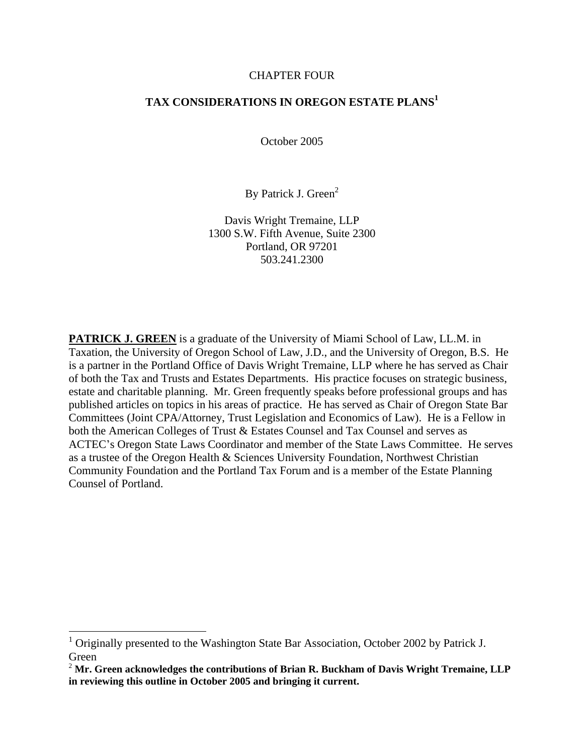CHAPTER FOUR

# TAX CONSIDERATIONS IN OREGON ESTATE PLANS[1]

October 2005

By Patrick J. Green[2]

Davis Wright Tremaine, LLP
1300 S.W. Fifth Avenue, Suite 2300
Portland, OR 97201
503.241.2300

**PATRICK J. GREEN** is a graduate of the University of Miami School of Law, LL.M. in Taxation, the University of Oregon School of Law, J.D., and the University of Oregon, B.S. He is a partner in the Portland Office of Davis Wright Tremaine, LLP where he has served as Chair of both the Tax and Trusts and Estates Departments. His practice focuses on strategic business, estate and charitable planning. Mr. Green frequently speaks before professional groups and has published articles on topics in his areas of practice. He has served as Chair of Oregon State Bar Committees (Joint CPA/Attorney, Trust Legislation and Economics of Law). He is a Fellow in both the American Colleges of Trust & Estates Counsel and Tax Counsel and serves as ACTEC's Oregon State Laws Coordinator and member of the State Laws Committee. He serves as a trustee of the Oregon Health & Sciences University Foundation, Northwest Christian Community Foundation and the Portland Tax Forum and is a member of the Estate Planning Counsel of Portland.

---

[1] Originally presented to the Washington State Bar Association, October 2002 by Patrick J. Green

[2] **Mr. Green acknowledges the contributions of Brian R. Buckham of Davis Wright Tremaine, LLP in reviewing this outline in October 2005 and bringing it current.**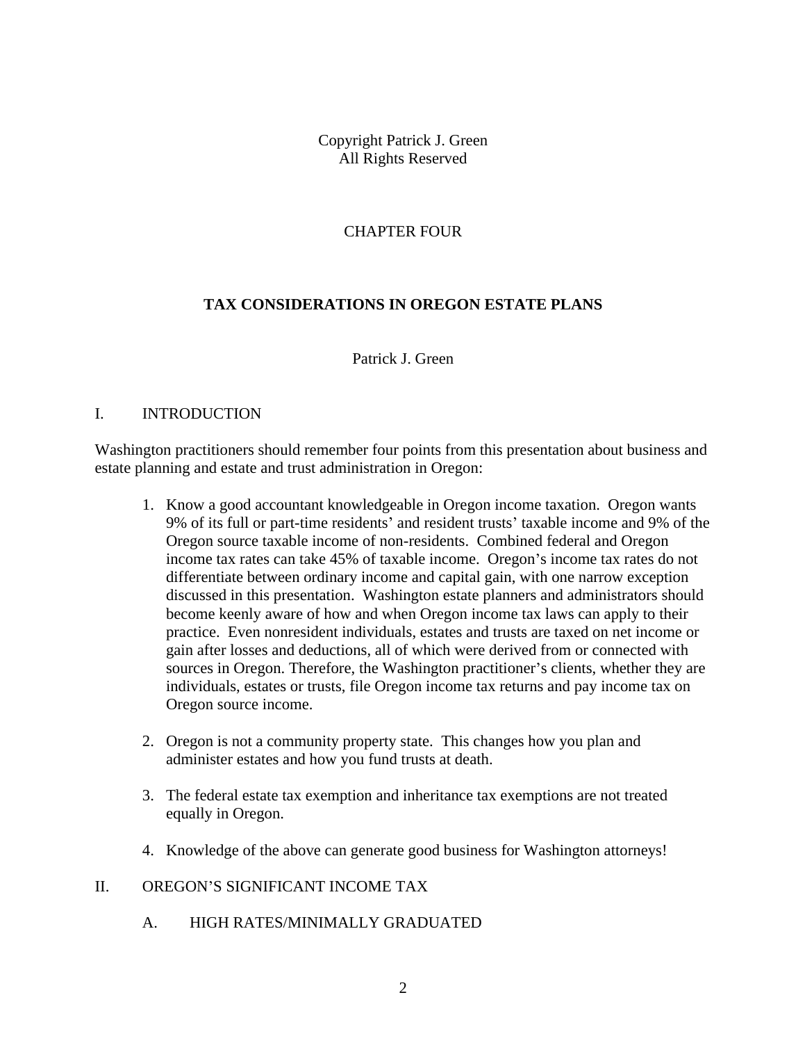Copyright Patrick J. Green
All Rights Reserved

CHAPTER FOUR

# TAX CONSIDERATIONS IN OREGON ESTATE PLANS

Patrick J. Green

## I. INTRODUCTION

Washington practitioners should remember four points from this presentation about business and estate planning and estate and trust administration in Oregon:

1. Know a good accountant knowledgeable in Oregon income taxation. Oregon wants 9% of its full or part-time residents' and resident trusts' taxable income and 9% of the Oregon source taxable income of non-residents. Combined federal and Oregon income tax rates can take 45% of taxable income. Oregon's income tax rates do not differentiate between ordinary income and capital gain, with one narrow exception discussed in this presentation. Washington estate planners and administrators should become keenly aware of how and when Oregon income tax laws can apply to their practice. Even nonresident individuals, estates and trusts are taxed on net income or gain after losses and deductions, all of which were derived from or connected with sources in Oregon. Therefore, the Washington practitioner's clients, whether they are individuals, estates or trusts, file Oregon income tax returns and pay income tax on Oregon source income.

2. Oregon is not a community property state. This changes how you plan and administer estates and how you fund trusts at death.

3. The federal estate tax exemption and inheritance tax exemptions are not treated equally in Oregon.

4. Knowledge of the above can generate good business for Washington attorneys!

## II. OREGON'S SIGNIFICANT INCOME TAX

### A. HIGH RATES/MINIMALLY GRADUATED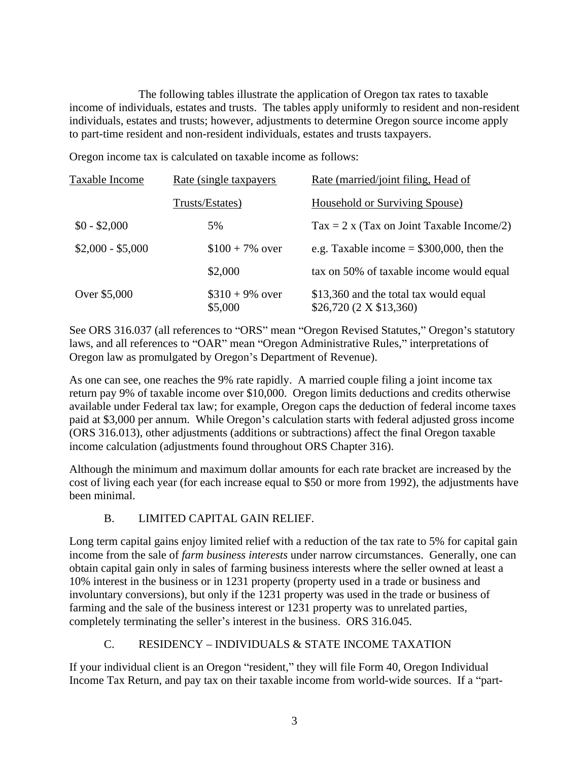The following tables illustrate the application of Oregon tax rates to taxable income of individuals, estates and trusts. The tables apply uniformly to resident and non-resident individuals, estates and trusts; however, adjustments to determine Oregon source income apply to part-time resident and non-resident individuals, estates and trusts taxpayers.

Oregon income tax is calculated on taxable income as follows:

| Taxable Income | Rate (single taxpayers Trusts/Estates) | Rate (married/joint filing, Head of Household or Surviving Spouse) |
|---|---|---|
| $0 - $2,000 | 5% | Tax = 2 x (Tax on Joint Taxable Income/2) |
| $2,000 - $5,000 | $100 + 7% over $2,000 | e.g. Taxable income = $300,000, then the tax on 50% of taxable income would equal |
| Over $5,000 | $310 + 9% over $5,000 | $13,360 and the total tax would equal $26,720 (2 X $13,360) |

See ORS 316.037 (all references to "ORS" mean "Oregon Revised Statutes," Oregon's statutory laws, and all references to "OAR" mean "Oregon Administrative Rules," interpretations of Oregon law as promulgated by Oregon's Department of Revenue).

As one can see, one reaches the 9% rate rapidly. A married couple filing a joint income tax return pay 9% of taxable income over $10,000. Oregon limits deductions and credits otherwise available under Federal tax law; for example, Oregon caps the deduction of federal income taxes paid at $3,000 per annum. While Oregon's calculation starts with federal adjusted gross income (ORS 316.013), other adjustments (additions or subtractions) affect the final Oregon taxable income calculation (adjustments found throughout ORS Chapter 316).

Although the minimum and maximum dollar amounts for each rate bracket are increased by the cost of living each year (for each increase equal to $50 or more from 1992), the adjustments have been minimal.

## B. LIMITED CAPITAL GAIN RELIEF.

Long term capital gains enjoy limited relief with a reduction of the tax rate to 5% for capital gain income from the sale of *farm business interests* under narrow circumstances. Generally, one can obtain capital gain only in sales of farming business interests where the seller owned at least a 10% interest in the business or in 1231 property (property used in a trade or business and involuntary conversions), but only if the 1231 property was used in the trade or business of farming and the sale of the business interest or 1231 property was to unrelated parties, completely terminating the seller's interest in the business. ORS 316.045.

## C. RESIDENCY – INDIVIDUALS & STATE INCOME TAXATION

If your individual client is an Oregon "resident," they will file Form 40, Oregon Individual Income Tax Return, and pay tax on their taxable income from world-wide sources. If a "part-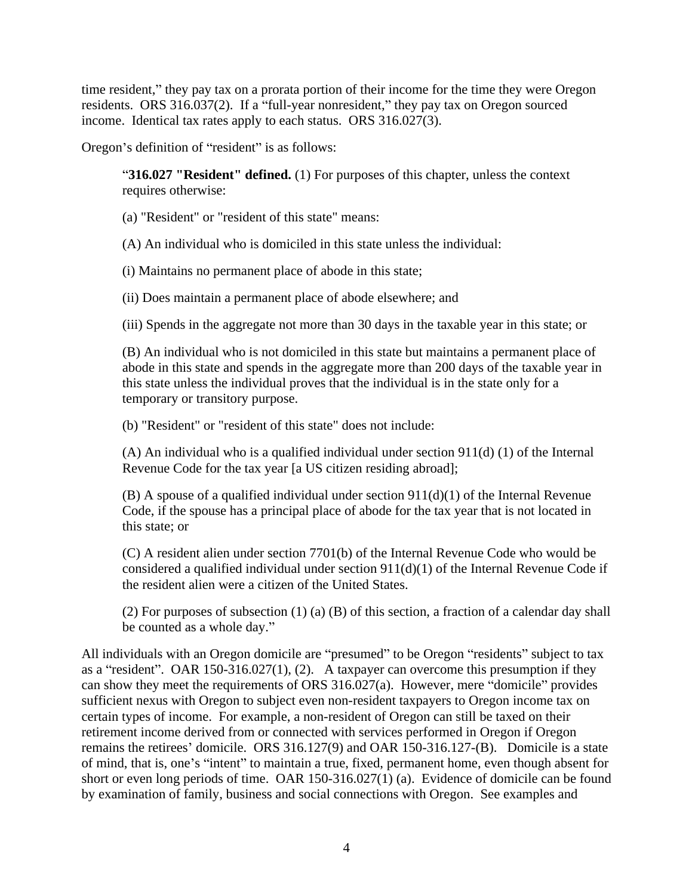time resident," they pay tax on a prorata portion of their income for the time they were Oregon residents. ORS 316.037(2). If a "full-year nonresident," they pay tax on Oregon sourced income. Identical tax rates apply to each status. ORS 316.027(3).

Oregon's definition of "resident" is as follows:

> "**316.027 "Resident" defined.** (1) For purposes of this chapter, unless the context requires otherwise:
>
> (a) "Resident" or "resident of this state" means:
>
> (A) An individual who is domiciled in this state unless the individual:
>
> (i) Maintains no permanent place of abode in this state;
>
> (ii) Does maintain a permanent place of abode elsewhere; and
>
> (iii) Spends in the aggregate not more than 30 days in the taxable year in this state; or
>
> (B) An individual who is not domiciled in this state but maintains a permanent place of abode in this state and spends in the aggregate more than 200 days of the taxable year in this state unless the individual proves that the individual is in the state only for a temporary or transitory purpose.
>
> (b) "Resident" or "resident of this state" does not include:
>
> (A) An individual who is a qualified individual under section 911(d) (1) of the Internal Revenue Code for the tax year [a US citizen residing abroad];
>
> (B) A spouse of a qualified individual under section 911(d)(1) of the Internal Revenue Code, if the spouse has a principal place of abode for the tax year that is not located in this state; or
>
> (C) A resident alien under section 7701(b) of the Internal Revenue Code who would be considered a qualified individual under section 911(d)(1) of the Internal Revenue Code if the resident alien were a citizen of the United States.
>
> (2) For purposes of subsection (1) (a) (B) of this section, a fraction of a calendar day shall be counted as a whole day."

All individuals with an Oregon domicile are "presumed" to be Oregon "residents" subject to tax as a "resident". OAR 150-316.027(1), (2). A taxpayer can overcome this presumption if they can show they meet the requirements of ORS 316.027(a). However, mere "domicile" provides sufficient nexus with Oregon to subject even non-resident taxpayers to Oregon income tax on certain types of income. For example, a non-resident of Oregon can still be taxed on their retirement income derived from or connected with services performed in Oregon if Oregon remains the retirees' domicile. ORS 316.127(9) and OAR 150-316.127-(B). Domicile is a state of mind, that is, one's "intent" to maintain a true, fixed, permanent home, even though absent for short or even long periods of time. OAR 150-316.027(1) (a). Evidence of domicile can be found by examination of family, business and social connections with Oregon. See examples and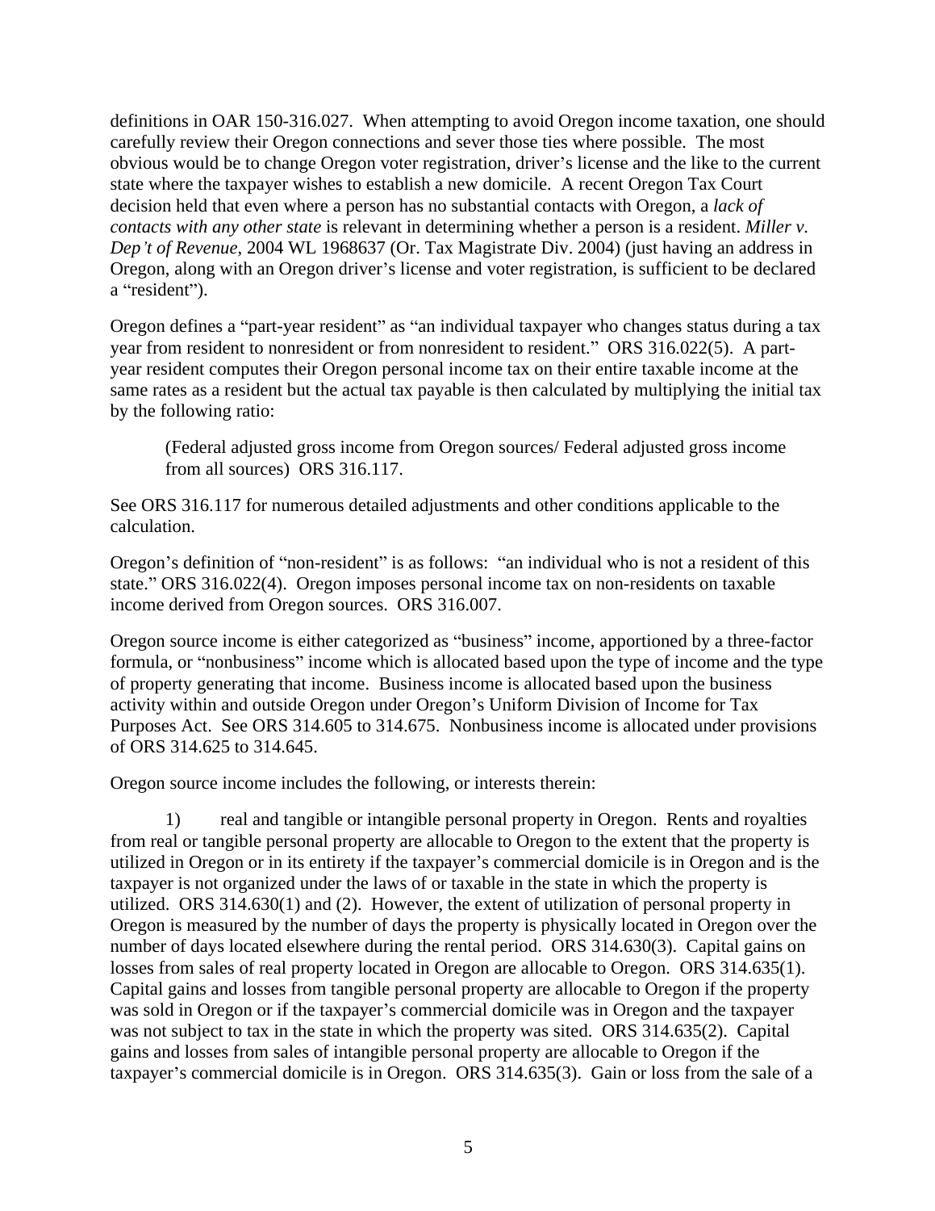definitions in OAR 150-316.027. When attempting to avoid Oregon income taxation, one should carefully review their Oregon connections and sever those ties where possible. The most obvious would be to change Oregon voter registration, driver's license and the like to the current state where the taxpayer wishes to establish a new domicile. A recent Oregon Tax Court decision held that even where a person has no substantial contacts with Oregon, a *lack of contacts with any other state* is relevant in determining whether a person is a resident. *Miller v. Dep't of Revenue*, 2004 WL 1968637 (Or. Tax Magistrate Div. 2004) (just having an address in Oregon, along with an Oregon driver's license and voter registration, is sufficient to be declared a "resident").

Oregon defines a "part-year resident" as "an individual taxpayer who changes status during a tax year from resident to nonresident or from nonresident to resident." ORS 316.022(5). A part-year resident computes their Oregon personal income tax on their entire taxable income at the same rates as a resident but the actual tax payable is then calculated by multiplying the initial tax by the following ratio:

> (Federal adjusted gross income from Oregon sources/ Federal adjusted gross income from all sources) ORS 316.117.

See ORS 316.117 for numerous detailed adjustments and other conditions applicable to the calculation.

Oregon's definition of "non-resident" is as follows: "an individual who is not a resident of this state." ORS 316.022(4). Oregon imposes personal income tax on non-residents on taxable income derived from Oregon sources. ORS 316.007.

Oregon source income is either categorized as "business" income, apportioned by a three-factor formula, or "nonbusiness" income which is allocated based upon the type of income and the type of property generating that income. Business income is allocated based upon the business activity within and outside Oregon under Oregon's Uniform Division of Income for Tax Purposes Act. See ORS 314.605 to 314.675. Nonbusiness income is allocated under provisions of ORS 314.625 to 314.645.

Oregon source income includes the following, or interests therein:

1) real and tangible or intangible personal property in Oregon. Rents and royalties from real or tangible personal property are allocable to Oregon to the extent that the property is utilized in Oregon or in its entirety if the taxpayer's commercial domicile is in Oregon and is the taxpayer is not organized under the laws of or taxable in the state in which the property is utilized. ORS 314.630(1) and (2). However, the extent of utilization of personal property in Oregon is measured by the number of days the property is physically located in Oregon over the number of days located elsewhere during the rental period. ORS 314.630(3). Capital gains on losses from sales of real property located in Oregon are allocable to Oregon. ORS 314.635(1). Capital gains and losses from tangible personal property are allocable to Oregon if the property was sold in Oregon or if the taxpayer's commercial domicile was in Oregon and the taxpayer was not subject to tax in the state in which the property was sited. ORS 314.635(2). Capital gains and losses from sales of intangible personal property are allocable to Oregon if the taxpayer's commercial domicile is in Oregon. ORS 314.635(3). Gain or loss from the sale of a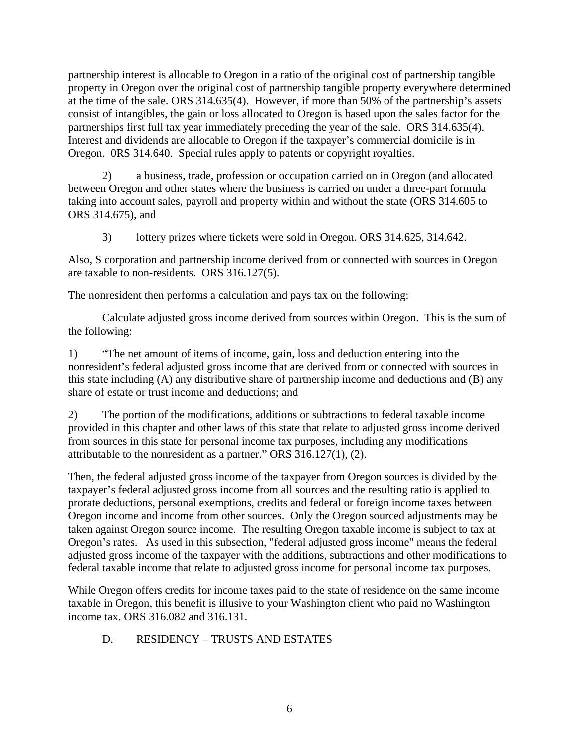partnership interest is allocable to Oregon in a ratio of the original cost of partnership tangible property in Oregon over the original cost of partnership tangible property everywhere determined at the time of the sale. ORS 314.635(4). However, if more than 50% of the partnership's assets consist of intangibles, the gain or loss allocated to Oregon is based upon the sales factor for the partnerships first full tax year immediately preceding the year of the sale. ORS 314.635(4). Interest and dividends are allocable to Oregon if the taxpayer's commercial domicile is in Oregon. 0RS 314.640. Special rules apply to patents or copyright royalties.

2) a business, trade, profession or occupation carried on in Oregon (and allocated between Oregon and other states where the business is carried on under a three-part formula taking into account sales, payroll and property within and without the state (ORS 314.605 to ORS 314.675), and

3) lottery prizes where tickets were sold in Oregon. ORS 314.625, 314.642.

Also, S corporation and partnership income derived from or connected with sources in Oregon are taxable to non-residents. ORS 316.127(5).

The nonresident then performs a calculation and pays tax on the following:

Calculate adjusted gross income derived from sources within Oregon. This is the sum of the following:

1) "The net amount of items of income, gain, loss and deduction entering into the nonresident's federal adjusted gross income that are derived from or connected with sources in this state including (A) any distributive share of partnership income and deductions and (B) any share of estate or trust income and deductions; and

2) The portion of the modifications, additions or subtractions to federal taxable income provided in this chapter and other laws of this state that relate to adjusted gross income derived from sources in this state for personal income tax purposes, including any modifications attributable to the nonresident as a partner." ORS 316.127(1), (2).

Then, the federal adjusted gross income of the taxpayer from Oregon sources is divided by the taxpayer's federal adjusted gross income from all sources and the resulting ratio is applied to prorate deductions, personal exemptions, credits and federal or foreign income taxes between Oregon income and income from other sources. Only the Oregon sourced adjustments may be taken against Oregon source income. The resulting Oregon taxable income is subject to tax at Oregon's rates. As used in this subsection, "federal adjusted gross income" means the federal adjusted gross income of the taxpayer with the additions, subtractions and other modifications to federal taxable income that relate to adjusted gross income for personal income tax purposes.

While Oregon offers credits for income taxes paid to the state of residence on the same income taxable in Oregon, this benefit is illusive to your Washington client who paid no Washington income tax. ORS 316.082 and 316.131.

### D. RESIDENCY – TRUSTS AND ESTATES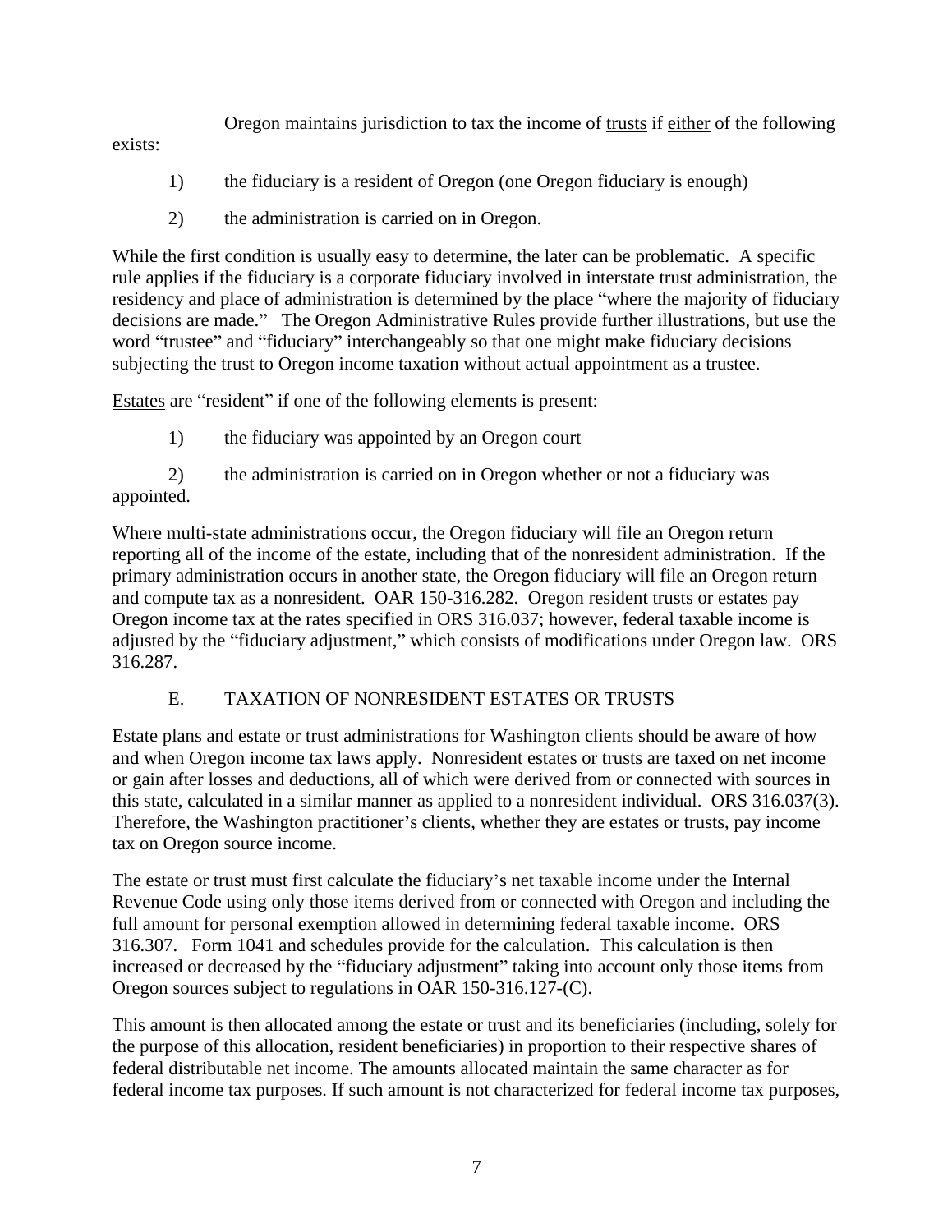Oregon maintains jurisdiction to tax the income of <u>trusts</u> if <u>either</u> of the following exists:

1) the fiduciary is a resident of Oregon (one Oregon fiduciary is enough)

2) the administration is carried on in Oregon.

While the first condition is usually easy to determine, the later can be problematic. A specific rule applies if the fiduciary is a corporate fiduciary involved in interstate trust administration, the residency and place of administration is determined by the place "where the majority of fiduciary decisions are made." The Oregon Administrative Rules provide further illustrations, but use the word "trustee" and "fiduciary" interchangeably so that one might make fiduciary decisions subjecting the trust to Oregon income taxation without actual appointment as a trustee.

<u>Estates</u> are "resident" if one of the following elements is present:

1) the fiduciary was appointed by an Oregon court

2) the administration is carried on in Oregon whether or not a fiduciary was appointed.

Where multi-state administrations occur, the Oregon fiduciary will file an Oregon return reporting all of the income of the estate, including that of the nonresident administration. If the primary administration occurs in another state, the Oregon fiduciary will file an Oregon return and compute tax as a nonresident. OAR 150-316.282. Oregon resident trusts or estates pay Oregon income tax at the rates specified in ORS 316.037; however, federal taxable income is adjusted by the "fiduciary adjustment," which consists of modifications under Oregon law. ORS 316.287.

## E. TAXATION OF NONRESIDENT ESTATES OR TRUSTS

Estate plans and estate or trust administrations for Washington clients should be aware of how and when Oregon income tax laws apply. Nonresident estates or trusts are taxed on net income or gain after losses and deductions, all of which were derived from or connected with sources in this state, calculated in a similar manner as applied to a nonresident individual. ORS 316.037(3). Therefore, the Washington practitioner's clients, whether they are estates or trusts, pay income tax on Oregon source income.

The estate or trust must first calculate the fiduciary's net taxable income under the Internal Revenue Code using only those items derived from or connected with Oregon and including the full amount for personal exemption allowed in determining federal taxable income. ORS 316.307. Form 1041 and schedules provide for the calculation. This calculation is then increased or decreased by the "fiduciary adjustment" taking into account only those items from Oregon sources subject to regulations in OAR 150-316.127-(C).

This amount is then allocated among the estate or trust and its beneficiaries (including, solely for the purpose of this allocation, resident beneficiaries) in proportion to their respective shares of federal distributable net income. The amounts allocated maintain the same character as for federal income tax purposes. If such amount is not characterized for federal income tax purposes,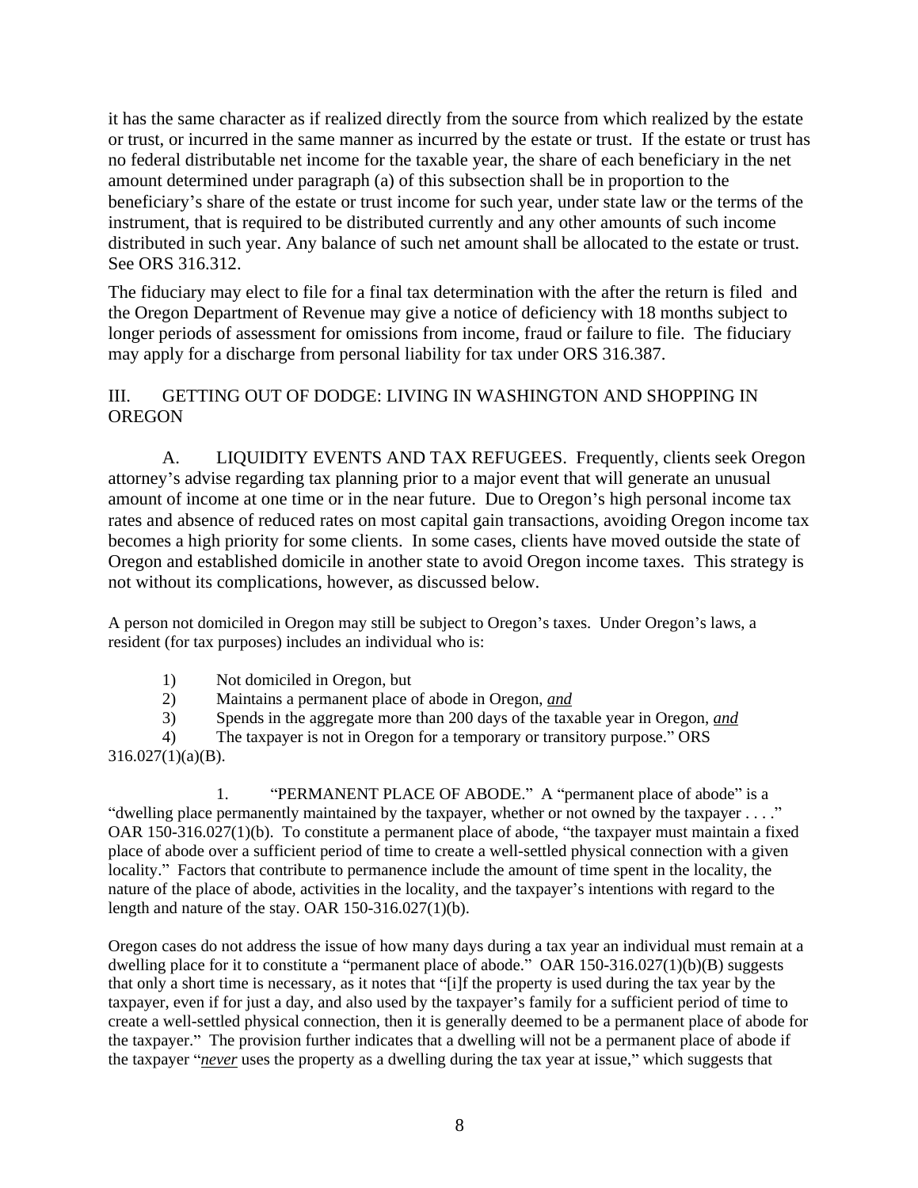it has the same character as if realized directly from the source from which realized by the estate or trust, or incurred in the same manner as incurred by the estate or trust. If the estate or trust has no federal distributable net income for the taxable year, the share of each beneficiary in the net amount determined under paragraph (a) of this subsection shall be in proportion to the beneficiary's share of the estate or trust income for such year, under state law or the terms of the instrument, that is required to be distributed currently and any other amounts of such income distributed in such year. Any balance of such net amount shall be allocated to the estate or trust. See ORS 316.312.

The fiduciary may elect to file for a final tax determination with the after the return is filed and the Oregon Department of Revenue may give a notice of deficiency with 18 months subject to longer periods of assessment for omissions from income, fraud or failure to file. The fiduciary may apply for a discharge from personal liability for tax under ORS 316.387.

## III. GETTING OUT OF DODGE: LIVING IN WASHINGTON AND SHOPPING IN OREGON

A. LIQUIDITY EVENTS AND TAX REFUGEES. Frequently, clients seek Oregon attorney's advise regarding tax planning prior to a major event that will generate an unusual amount of income at one time or in the near future. Due to Oregon's high personal income tax rates and absence of reduced rates on most capital gain transactions, avoiding Oregon income tax becomes a high priority for some clients. In some cases, clients have moved outside the state of Oregon and established domicile in another state to avoid Oregon income taxes. This strategy is not without its complications, however, as discussed below.

A person not domiciled in Oregon may still be subject to Oregon's taxes. Under Oregon's laws, a resident (for tax purposes) includes an individual who is:

1) Not domiciled in Oregon, but
2) Maintains a permanent place of abode in Oregon, ***and***
3) Spends in the aggregate more than 200 days of the taxable year in Oregon, ***and***
4) The taxpayer is not in Oregon for a temporary or transitory purpose." ORS 316.027(1)(a)(B).

1. "PERMANENT PLACE OF ABODE." A "permanent place of abode" is a "dwelling place permanently maintained by the taxpayer, whether or not owned by the taxpayer . . . ." OAR 150-316.027(1)(b). To constitute a permanent place of abode, "the taxpayer must maintain a fixed place of abode over a sufficient period of time to create a well-settled physical connection with a given locality." Factors that contribute to permanence include the amount of time spent in the locality, the nature of the place of abode, activities in the locality, and the taxpayer's intentions with regard to the length and nature of the stay. OAR 150-316.027(1)(b).

Oregon cases do not address the issue of how many days during a tax year an individual must remain at a dwelling place for it to constitute a "permanent place of abode." OAR 150-316.027(1)(b)(B) suggests that only a short time is necessary, as it notes that "[i]f the property is used during the tax year by the taxpayer, even if for just a day, and also used by the taxpayer's family for a sufficient period of time to create a well-settled physical connection, then it is generally deemed to be a permanent place of abode for the taxpayer." The provision further indicates that a dwelling will not be a permanent place of abode if the taxpayer "***never*** uses the property as a dwelling during the tax year at issue," which suggests that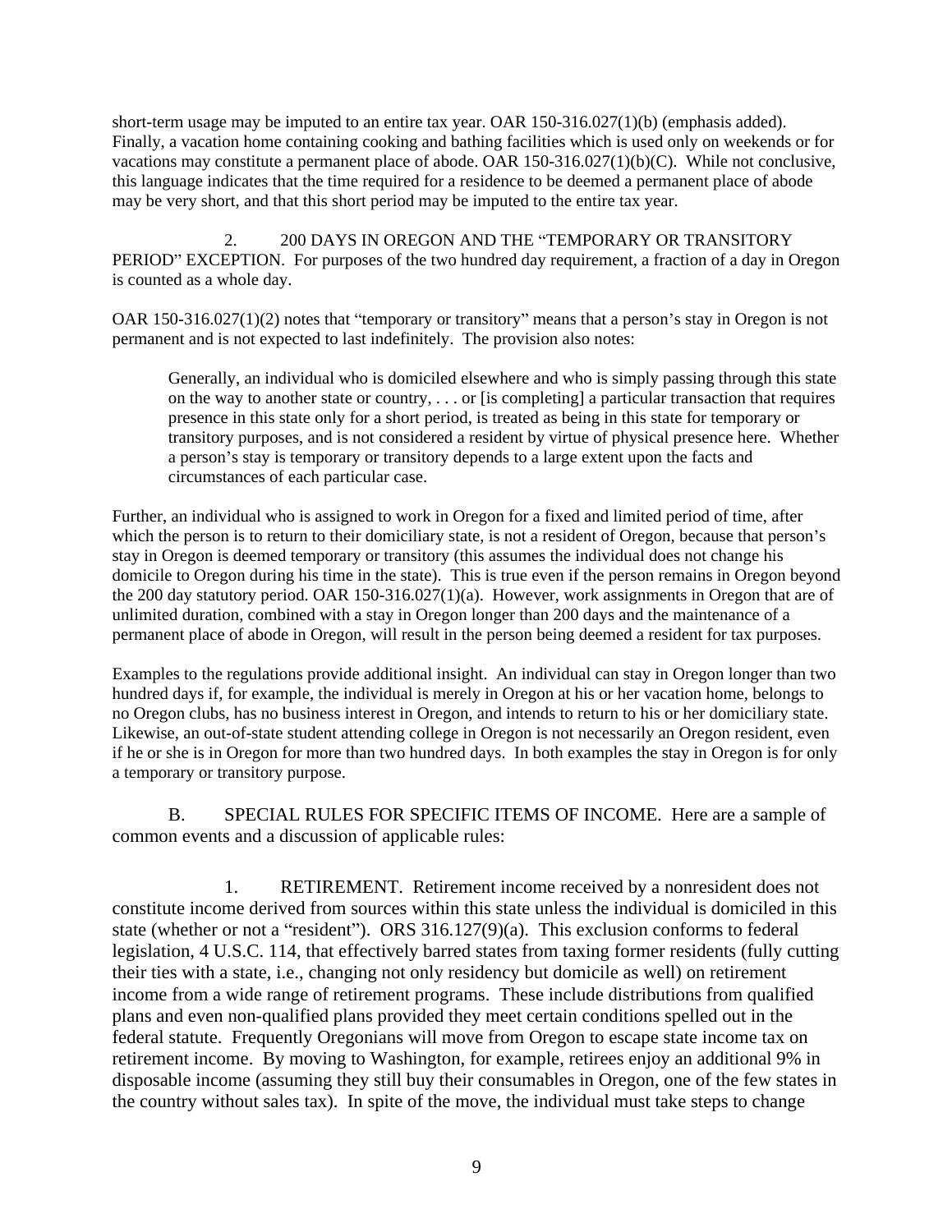short-term usage may be imputed to an entire tax year. OAR 150-316.027(1)(b) (emphasis added). Finally, a vacation home containing cooking and bathing facilities which is used only on weekends or for vacations may constitute a permanent place of abode. OAR 150-316.027(1)(b)(C). While not conclusive, this language indicates that the time required for a residence to be deemed a permanent place of abode may be very short, and that this short period may be imputed to the entire tax year.

2. 200 DAYS IN OREGON AND THE "TEMPORARY OR TRANSITORY PERIOD" EXCEPTION. For purposes of the two hundred day requirement, a fraction of a day in Oregon is counted as a whole day.

OAR 150-316.027(1)(2) notes that "temporary or transitory" means that a person's stay in Oregon is not permanent and is not expected to last indefinitely. The provision also notes:

> Generally, an individual who is domiciled elsewhere and who is simply passing through this state on the way to another state or country, . . . or [is completing] a particular transaction that requires presence in this state only for a short period, is treated as being in this state for temporary or transitory purposes, and is not considered a resident by virtue of physical presence here. Whether a person's stay is temporary or transitory depends to a large extent upon the facts and circumstances of each particular case.

Further, an individual who is assigned to work in Oregon for a fixed and limited period of time, after which the person is to return to their domiciliary state, is not a resident of Oregon, because that person's stay in Oregon is deemed temporary or transitory (this assumes the individual does not change his domicile to Oregon during his time in the state). This is true even if the person remains in Oregon beyond the 200 day statutory period. OAR 150-316.027(1)(a). However, work assignments in Oregon that are of unlimited duration, combined with a stay in Oregon longer than 200 days and the maintenance of a permanent place of abode in Oregon, will result in the person being deemed a resident for tax purposes.

Examples to the regulations provide additional insight. An individual can stay in Oregon longer than two hundred days if, for example, the individual is merely in Oregon at his or her vacation home, belongs to no Oregon clubs, has no business interest in Oregon, and intends to return to his or her domiciliary state. Likewise, an out-of-state student attending college in Oregon is not necessarily an Oregon resident, even if he or she is in Oregon for more than two hundred days. In both examples the stay in Oregon is for only a temporary or transitory purpose.

B. SPECIAL RULES FOR SPECIFIC ITEMS OF INCOME. Here are a sample of common events and a discussion of applicable rules:

1. RETIREMENT. Retirement income received by a nonresident does not constitute income derived from sources within this state unless the individual is domiciled in this state (whether or not a "resident"). ORS 316.127(9)(a). This exclusion conforms to federal legislation, 4 U.S.C. 114, that effectively barred states from taxing former residents (fully cutting their ties with a state, i.e., changing not only residency but domicile as well) on retirement income from a wide range of retirement programs. These include distributions from qualified plans and even non-qualified plans provided they meet certain conditions spelled out in the federal statute. Frequently Oregonians will move from Oregon to escape state income tax on retirement income. By moving to Washington, for example, retirees enjoy an additional 9% in disposable income (assuming they still buy their consumables in Oregon, one of the few states in the country without sales tax). In spite of the move, the individual must take steps to change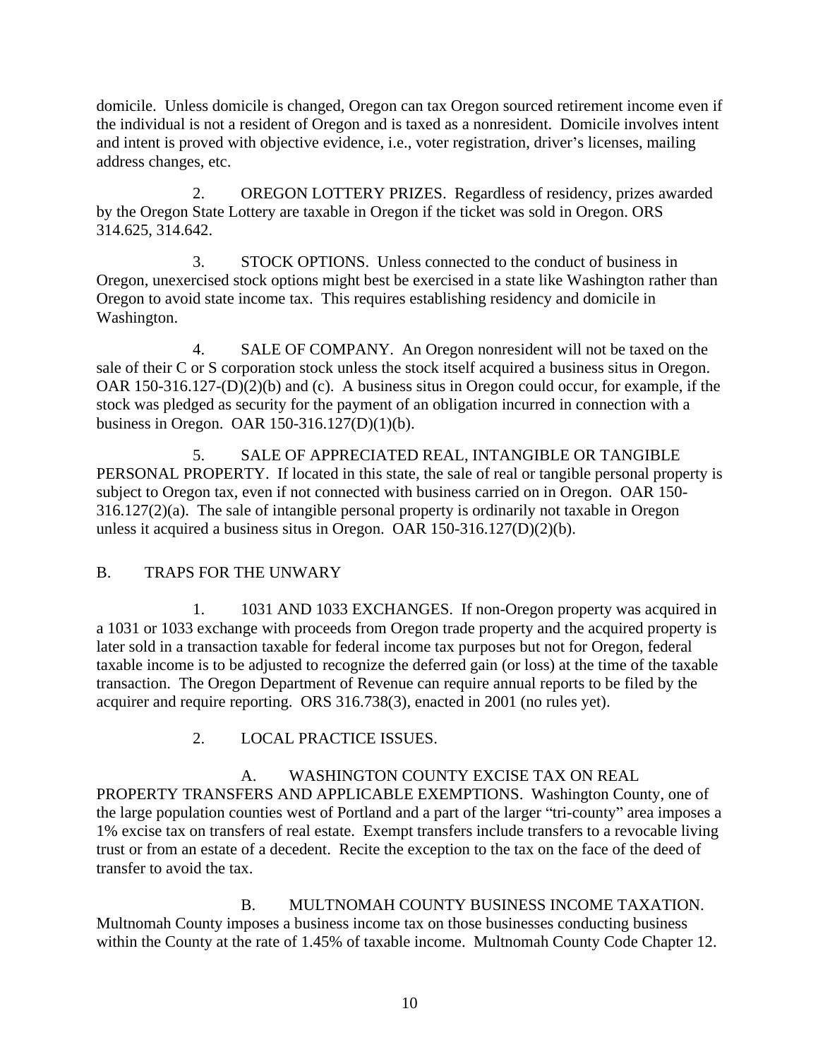domicile. Unless domicile is changed, Oregon can tax Oregon sourced retirement income even if the individual is not a resident of Oregon and is taxed as a nonresident. Domicile involves intent and intent is proved with objective evidence, i.e., voter registration, driver's licenses, mailing address changes, etc.

2. OREGON LOTTERY PRIZES. Regardless of residency, prizes awarded by the Oregon State Lottery are taxable in Oregon if the ticket was sold in Oregon. ORS 314.625, 314.642.

3. STOCK OPTIONS. Unless connected to the conduct of business in Oregon, unexercised stock options might best be exercised in a state like Washington rather than Oregon to avoid state income tax. This requires establishing residency and domicile in Washington.

4. SALE OF COMPANY. An Oregon nonresident will not be taxed on the sale of their C or S corporation stock unless the stock itself acquired a business situs in Oregon. OAR 150-316.127-(D)(2)(b) and (c). A business situs in Oregon could occur, for example, if the stock was pledged as security for the payment of an obligation incurred in connection with a business in Oregon. OAR 150-316.127(D)(1)(b).

5. SALE OF APPRECIATED REAL, INTANGIBLE OR TANGIBLE PERSONAL PROPERTY. If located in this state, the sale of real or tangible personal property is subject to Oregon tax, even if not connected with business carried on in Oregon. OAR 150-316.127(2)(a). The sale of intangible personal property is ordinarily not taxable in Oregon unless it acquired a business situs in Oregon. OAR 150-316.127(D)(2)(b).

## B. TRAPS FOR THE UNWARY

1. 1031 AND 1033 EXCHANGES. If non-Oregon property was acquired in a 1031 or 1033 exchange with proceeds from Oregon trade property and the acquired property is later sold in a transaction taxable for federal income tax purposes but not for Oregon, federal taxable income is to be adjusted to recognize the deferred gain (or loss) at the time of the taxable transaction. The Oregon Department of Revenue can require annual reports to be filed by the acquirer and require reporting. ORS 316.738(3), enacted in 2001 (no rules yet).

2. LOCAL PRACTICE ISSUES.

A. WASHINGTON COUNTY EXCISE TAX ON REAL PROPERTY TRANSFERS AND APPLICABLE EXEMPTIONS. Washington County, one of the large population counties west of Portland and a part of the larger "tri-county" area imposes a 1% excise tax on transfers of real estate. Exempt transfers include transfers to a revocable living trust or from an estate of a decedent. Recite the exception to the tax on the face of the deed of transfer to avoid the tax.

B. MULTNOMAH COUNTY BUSINESS INCOME TAXATION. Multnomah County imposes a business income tax on those businesses conducting business within the County at the rate of 1.45% of taxable income. Multnomah County Code Chapter 12.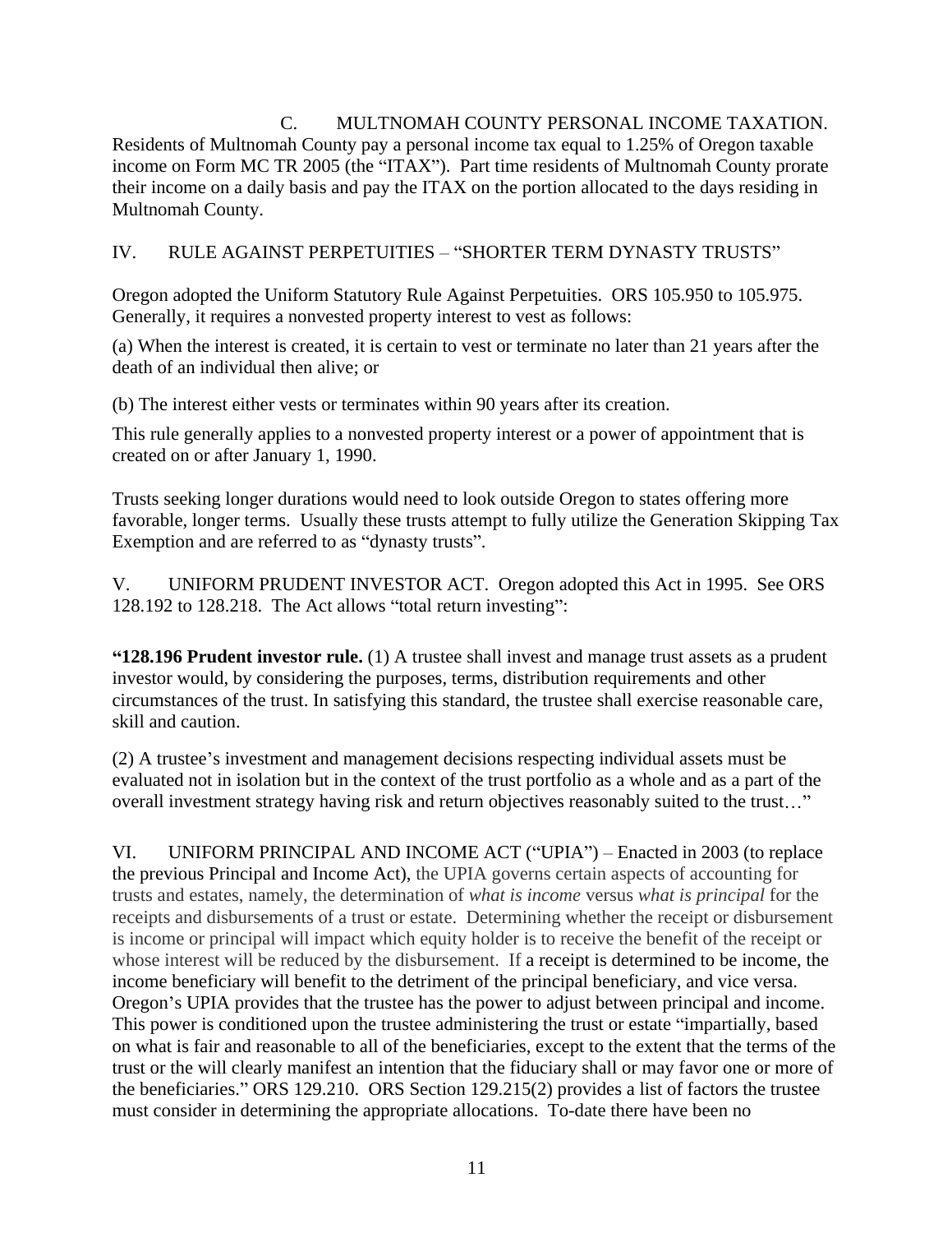C. MULTNOMAH COUNTY PERSONAL INCOME TAXATION. Residents of Multnomah County pay a personal income tax equal to 1.25% of Oregon taxable income on Form MC TR 2005 (the "ITAX"). Part time residents of Multnomah County prorate their income on a daily basis and pay the ITAX on the portion allocated to the days residing in Multnomah County.

## IV. RULE AGAINST PERPETUITIES – "SHORTER TERM DYNASTY TRUSTS"

Oregon adopted the Uniform Statutory Rule Against Perpetuities. ORS 105.950 to 105.975. Generally, it requires a nonvested property interest to vest as follows:

(a) When the interest is created, it is certain to vest or terminate no later than 21 years after the death of an individual then alive; or

(b) The interest either vests or terminates within 90 years after its creation.

This rule generally applies to a nonvested property interest or a power of appointment that is created on or after January 1, 1990.

Trusts seeking longer durations would need to look outside Oregon to states offering more favorable, longer terms. Usually these trusts attempt to fully utilize the Generation Skipping Tax Exemption and are referred to as "dynasty trusts".

## V. UNIFORM PRUDENT INVESTOR ACT.

Oregon adopted this Act in 1995. See ORS 128.192 to 128.218. The Act allows "total return investing":

"**128.196 Prudent investor rule.** (1) A trustee shall invest and manage trust assets as a prudent investor would, by considering the purposes, terms, distribution requirements and other circumstances of the trust. In satisfying this standard, the trustee shall exercise reasonable care, skill and caution.

(2) A trustee's investment and management decisions respecting individual assets must be evaluated not in isolation but in the context of the trust portfolio as a whole and as a part of the overall investment strategy having risk and return objectives reasonably suited to the trust…"

## VI. UNIFORM PRINCIPAL AND INCOME ACT ("UPIA")

– Enacted in 2003 (to replace the previous Principal and Income Act), the UPIA governs certain aspects of accounting for trusts and estates, namely, the determination of *what is income* versus *what is principal* for the receipts and disbursements of a trust or estate. Determining whether the receipt or disbursement is income or principal will impact which equity holder is to receive the benefit of the receipt or whose interest will be reduced by the disbursement. If a receipt is determined to be income, the income beneficiary will benefit to the detriment of the principal beneficiary, and vice versa. Oregon's UPIA provides that the trustee has the power to adjust between principal and income. This power is conditioned upon the trustee administering the trust or estate "impartially, based on what is fair and reasonable to all of the beneficiaries, except to the extent that the terms of the trust or the will clearly manifest an intention that the fiduciary shall or may favor one or more of the beneficiaries." ORS 129.210. ORS Section 129.215(2) provides a list of factors the trustee must consider in determining the appropriate allocations. To-date there have been no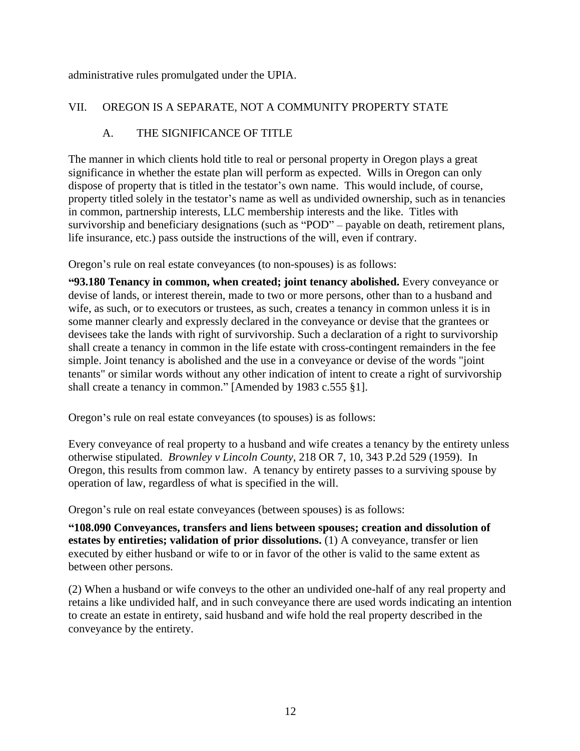administrative rules promulgated under the UPIA.

## VII. OREGON IS A SEPARATE, NOT A COMMUNITY PROPERTY STATE

### A. THE SIGNIFICANCE OF TITLE

The manner in which clients hold title to real or personal property in Oregon plays a great significance in whether the estate plan will perform as expected. Wills in Oregon can only dispose of property that is titled in the testator's own name. This would include, of course, property titled solely in the testator's name as well as undivided ownership, such as in tenancies in common, partnership interests, LLC membership interests and the like. Titles with survivorship and beneficiary designations (such as "POD" – payable on death, retirement plans, life insurance, etc.) pass outside the instructions of the will, even if contrary.

Oregon's rule on real estate conveyances (to non-spouses) is as follows:

**"93.180 Tenancy in common, when created; joint tenancy abolished.** Every conveyance or devise of lands, or interest therein, made to two or more persons, other than to a husband and wife, as such, or to executors or trustees, as such, creates a tenancy in common unless it is in some manner clearly and expressly declared in the conveyance or devise that the grantees or devisees take the lands with right of survivorship. Such a declaration of a right to survivorship shall create a tenancy in common in the life estate with cross-contingent remainders in the fee simple. Joint tenancy is abolished and the use in a conveyance or devise of the words "joint tenants" or similar words without any other indication of intent to create a right of survivorship shall create a tenancy in common." [Amended by 1983 c.555 §1].

Oregon's rule on real estate conveyances (to spouses) is as follows:

Every conveyance of real property to a husband and wife creates a tenancy by the entirety unless otherwise stipulated. *Brownley v Lincoln County,* 218 OR 7, 10, 343 P.2d 529 (1959). In Oregon, this results from common law. A tenancy by entirety passes to a surviving spouse by operation of law, regardless of what is specified in the will.

Oregon's rule on real estate conveyances (between spouses) is as follows:

**"108.090 Conveyances, transfers and liens between spouses; creation and dissolution of estates by entireties; validation of prior dissolutions.** (1) A conveyance, transfer or lien executed by either husband or wife to or in favor of the other is valid to the same extent as between other persons.

(2) When a husband or wife conveys to the other an undivided one-half of any real property and retains a like undivided half, and in such conveyance there are used words indicating an intention to create an estate in entirety, said husband and wife hold the real property described in the conveyance by the entirety.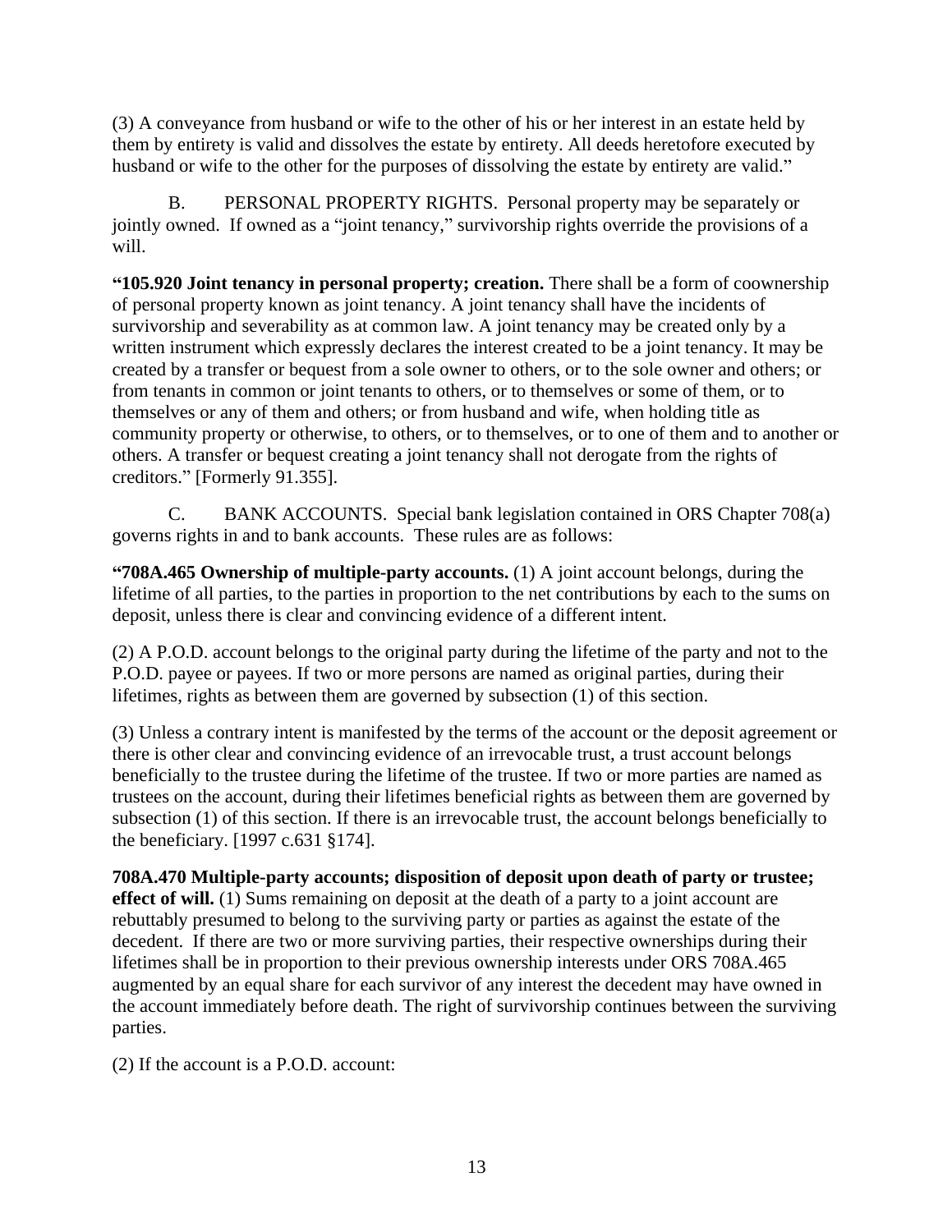(3) A conveyance from husband or wife to the other of his or her interest in an estate held by them by entirety is valid and dissolves the estate by entirety. All deeds heretofore executed by husband or wife to the other for the purposes of dissolving the estate by entirety are valid."

B. PERSONAL PROPERTY RIGHTS. Personal property may be separately or jointly owned. If owned as a "joint tenancy," survivorship rights override the provisions of a will.

**"105.920 Joint tenancy in personal property; creation.** There shall be a form of coownership of personal property known as joint tenancy. A joint tenancy shall have the incidents of survivorship and severability as at common law. A joint tenancy may be created only by a written instrument which expressly declares the interest created to be a joint tenancy. It may be created by a transfer or bequest from a sole owner to others, or to the sole owner and others; or from tenants in common or joint tenants to others, or to themselves or some of them, or to themselves or any of them and others; or from husband and wife, when holding title as community property or otherwise, to others, or to themselves, or to one of them and to another or others. A transfer or bequest creating a joint tenancy shall not derogate from the rights of creditors." [Formerly 91.355].

C. BANK ACCOUNTS. Special bank legislation contained in ORS Chapter 708(a) governs rights in and to bank accounts. These rules are as follows:

**"708A.465 Ownership of multiple-party accounts.** (1) A joint account belongs, during the lifetime of all parties, to the parties in proportion to the net contributions by each to the sums on deposit, unless there is clear and convincing evidence of a different intent.

(2) A P.O.D. account belongs to the original party during the lifetime of the party and not to the P.O.D. payee or payees. If two or more persons are named as original parties, during their lifetimes, rights as between them are governed by subsection (1) of this section.

(3) Unless a contrary intent is manifested by the terms of the account or the deposit agreement or there is other clear and convincing evidence of an irrevocable trust, a trust account belongs beneficially to the trustee during the lifetime of the trustee. If two or more parties are named as trustees on the account, during their lifetimes beneficial rights as between them are governed by subsection (1) of this section. If there is an irrevocable trust, the account belongs beneficially to the beneficiary. [1997 c.631 §174].

**708A.470 Multiple-party accounts; disposition of deposit upon death of party or trustee; effect of will.** (1) Sums remaining on deposit at the death of a party to a joint account are rebuttably presumed to belong to the surviving party or parties as against the estate of the decedent. If there are two or more surviving parties, their respective ownerships during their lifetimes shall be in proportion to their previous ownership interests under ORS 708A.465 augmented by an equal share for each survivor of any interest the decedent may have owned in the account immediately before death. The right of survivorship continues between the surviving parties.

(2) If the account is a P.O.D. account: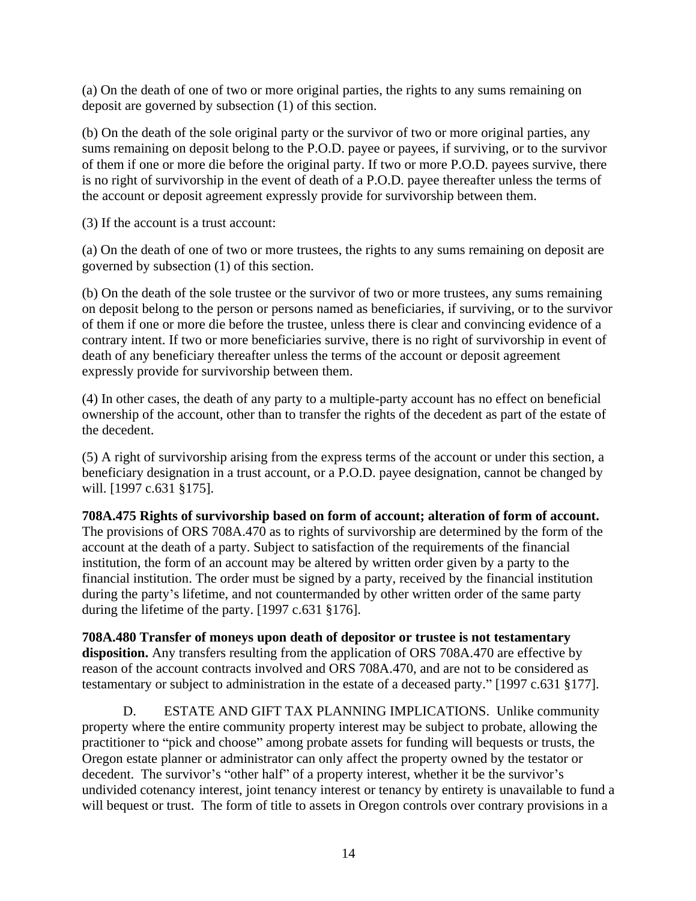(a) On the death of one of two or more original parties, the rights to any sums remaining on deposit are governed by subsection (1) of this section.

(b) On the death of the sole original party or the survivor of two or more original parties, any sums remaining on deposit belong to the P.O.D. payee or payees, if surviving, or to the survivor of them if one or more die before the original party. If two or more P.O.D. payees survive, there is no right of survivorship in the event of death of a P.O.D. payee thereafter unless the terms of the account or deposit agreement expressly provide for survivorship between them.

(3) If the account is a trust account:

(a) On the death of one of two or more trustees, the rights to any sums remaining on deposit are governed by subsection (1) of this section.

(b) On the death of the sole trustee or the survivor of two or more trustees, any sums remaining on deposit belong to the person or persons named as beneficiaries, if surviving, or to the survivor of them if one or more die before the trustee, unless there is clear and convincing evidence of a contrary intent. If two or more beneficiaries survive, there is no right of survivorship in event of death of any beneficiary thereafter unless the terms of the account or deposit agreement expressly provide for survivorship between them.

(4) In other cases, the death of any party to a multiple-party account has no effect on beneficial ownership of the account, other than to transfer the rights of the decedent as part of the estate of the decedent.

(5) A right of survivorship arising from the express terms of the account or under this section, a beneficiary designation in a trust account, or a P.O.D. payee designation, cannot be changed by will. [1997 c.631 §175].

**708A.475 Rights of survivorship based on form of account; alteration of form of account.** The provisions of ORS 708A.470 as to rights of survivorship are determined by the form of the account at the death of a party. Subject to satisfaction of the requirements of the financial institution, the form of an account may be altered by written order given by a party to the financial institution. The order must be signed by a party, received by the financial institution during the party's lifetime, and not countermanded by other written order of the same party during the lifetime of the party. [1997 c.631 §176].

**708A.480 Transfer of moneys upon death of depositor or trustee is not testamentary disposition.** Any transfers resulting from the application of ORS 708A.470 are effective by reason of the account contracts involved and ORS 708A.470, and are not to be considered as testamentary or subject to administration in the estate of a deceased party." [1997 c.631 §177].

D. ESTATE AND GIFT TAX PLANNING IMPLICATIONS. Unlike community property where the entire community property interest may be subject to probate, allowing the practitioner to "pick and choose" among probate assets for funding will bequests or trusts, the Oregon estate planner or administrator can only affect the property owned by the testator or decedent. The survivor's "other half" of a property interest, whether it be the survivor's undivided cotenancy interest, joint tenancy interest or tenancy by entirety is unavailable to fund a will bequest or trust. The form of title to assets in Oregon controls over contrary provisions in a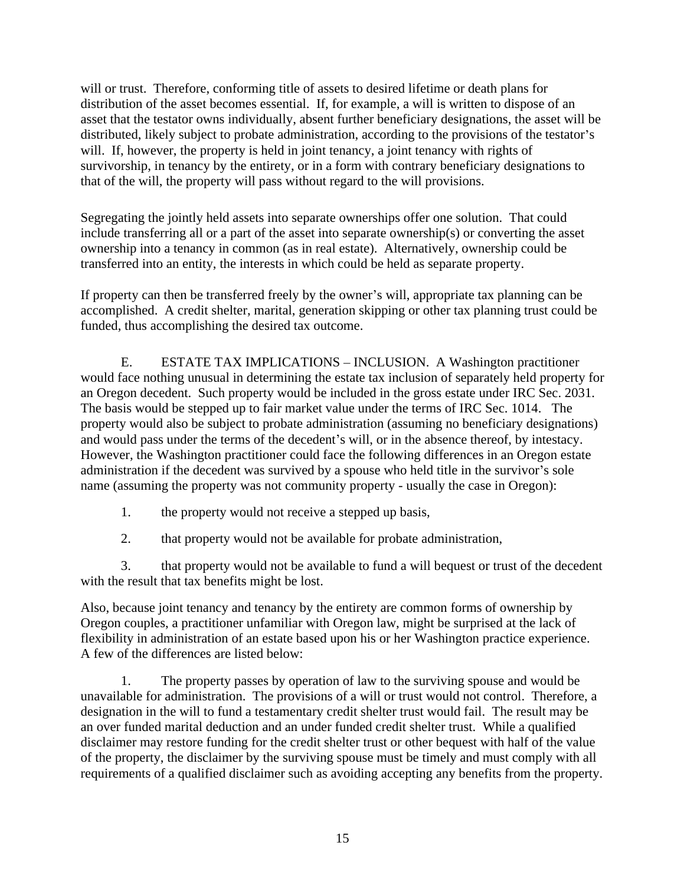will or trust. Therefore, conforming title of assets to desired lifetime or death plans for distribution of the asset becomes essential. If, for example, a will is written to dispose of an asset that the testator owns individually, absent further beneficiary designations, the asset will be distributed, likely subject to probate administration, according to the provisions of the testator's will. If, however, the property is held in joint tenancy, a joint tenancy with rights of survivorship, in tenancy by the entirety, or in a form with contrary beneficiary designations to that of the will, the property will pass without regard to the will provisions.

Segregating the jointly held assets into separate ownerships offer one solution. That could include transferring all or a part of the asset into separate ownership(s) or converting the asset ownership into a tenancy in common (as in real estate). Alternatively, ownership could be transferred into an entity, the interests in which could be held as separate property.

If property can then be transferred freely by the owner's will, appropriate tax planning can be accomplished. A credit shelter, marital, generation skipping or other tax planning trust could be funded, thus accomplishing the desired tax outcome.

E. ESTATE TAX IMPLICATIONS – INCLUSION. A Washington practitioner would face nothing unusual in determining the estate tax inclusion of separately held property for an Oregon decedent. Such property would be included in the gross estate under IRC Sec. 2031. The basis would be stepped up to fair market value under the terms of IRC Sec. 1014. The property would also be subject to probate administration (assuming no beneficiary designations) and would pass under the terms of the decedent's will, or in the absence thereof, by intestacy. However, the Washington practitioner could face the following differences in an Oregon estate administration if the decedent was survived by a spouse who held title in the survivor's sole name (assuming the property was not community property - usually the case in Oregon):

1. the property would not receive a stepped up basis,
2. that property would not be available for probate administration,
3. that property would not be available to fund a will bequest or trust of the decedent with the result that tax benefits might be lost.

Also, because joint tenancy and tenancy by the entirety are common forms of ownership by Oregon couples, a practitioner unfamiliar with Oregon law, might be surprised at the lack of flexibility in administration of an estate based upon his or her Washington practice experience. A few of the differences are listed below:

1. The property passes by operation of law to the surviving spouse and would be unavailable for administration. The provisions of a will or trust would not control. Therefore, a designation in the will to fund a testamentary credit shelter trust would fail. The result may be an over funded marital deduction and an under funded credit shelter trust. While a qualified disclaimer may restore funding for the credit shelter trust or other bequest with half of the value of the property, the disclaimer by the surviving spouse must be timely and must comply with all requirements of a qualified disclaimer such as avoiding accepting any benefits from the property.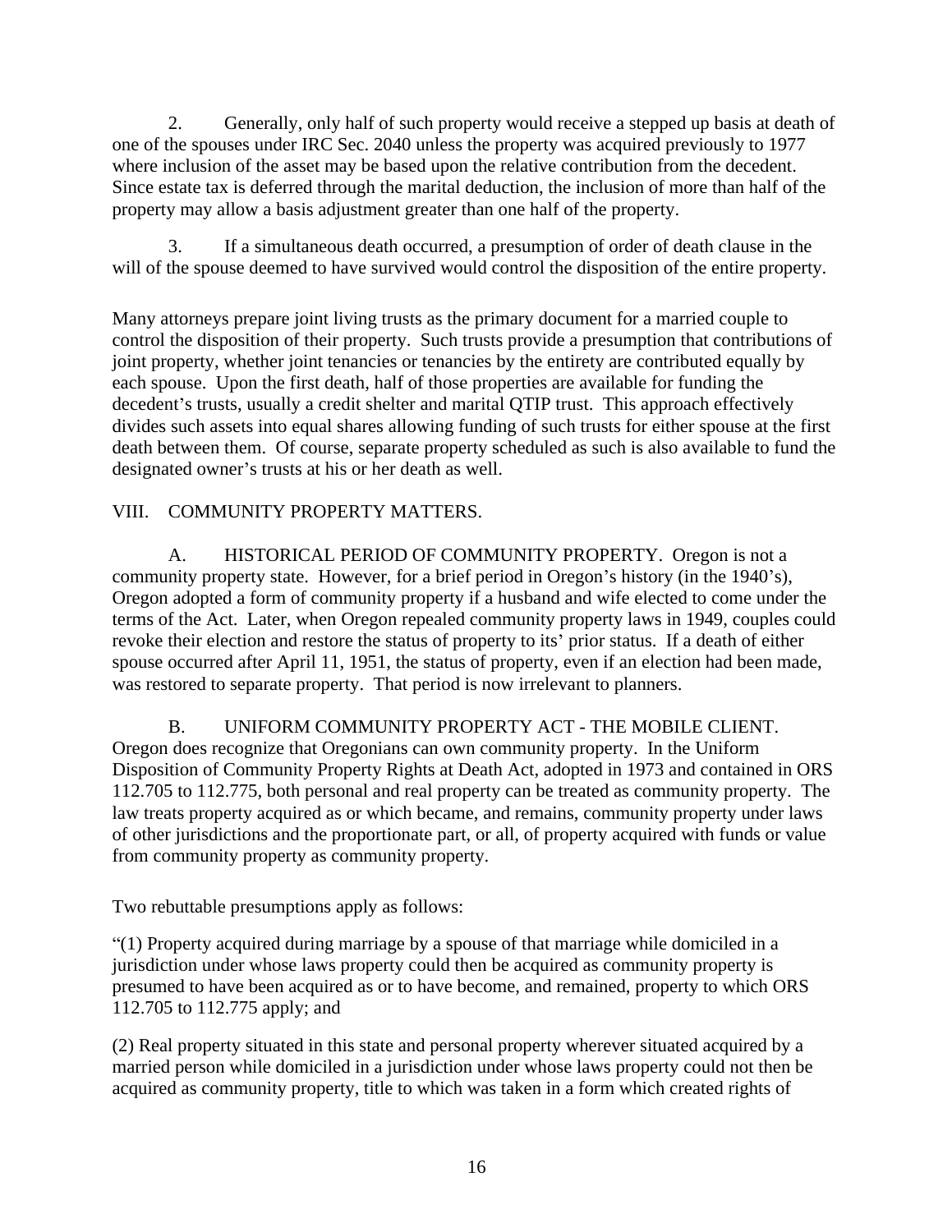2. Generally, only half of such property would receive a stepped up basis at death of one of the spouses under IRC Sec. 2040 unless the property was acquired previously to 1977 where inclusion of the asset may be based upon the relative contribution from the decedent. Since estate tax is deferred through the marital deduction, the inclusion of more than half of the property may allow a basis adjustment greater than one half of the property.

3. If a simultaneous death occurred, a presumption of order of death clause in the will of the spouse deemed to have survived would control the disposition of the entire property.

Many attorneys prepare joint living trusts as the primary document for a married couple to control the disposition of their property. Such trusts provide a presumption that contributions of joint property, whether joint tenancies or tenancies by the entirety are contributed equally by each spouse. Upon the first death, half of those properties are available for funding the decedent's trusts, usually a credit shelter and marital QTIP trust. This approach effectively divides such assets into equal shares allowing funding of such trusts for either spouse at the first death between them. Of course, separate property scheduled as such is also available to fund the designated owner's trusts at his or her death as well.

## VIII. COMMUNITY PROPERTY MATTERS.

A. HISTORICAL PERIOD OF COMMUNITY PROPERTY. Oregon is not a community property state. However, for a brief period in Oregon's history (in the 1940's), Oregon adopted a form of community property if a husband and wife elected to come under the terms of the Act. Later, when Oregon repealed community property laws in 1949, couples could revoke their election and restore the status of property to its' prior status. If a death of either spouse occurred after April 11, 1951, the status of property, even if an election had been made, was restored to separate property. That period is now irrelevant to planners.

B. UNIFORM COMMUNITY PROPERTY ACT - THE MOBILE CLIENT. Oregon does recognize that Oregonians can own community property. In the Uniform Disposition of Community Property Rights at Death Act, adopted in 1973 and contained in ORS 112.705 to 112.775, both personal and real property can be treated as community property. The law treats property acquired as or which became, and remains, community property under laws of other jurisdictions and the proportionate part, or all, of property acquired with funds or value from community property as community property.

Two rebuttable presumptions apply as follows:

"(1) Property acquired during marriage by a spouse of that marriage while domiciled in a jurisdiction under whose laws property could then be acquired as community property is presumed to have been acquired as or to have become, and remained, property to which ORS 112.705 to 112.775 apply; and

(2) Real property situated in this state and personal property wherever situated acquired by a married person while domiciled in a jurisdiction under whose laws property could not then be acquired as community property, title to which was taken in a form which created rights of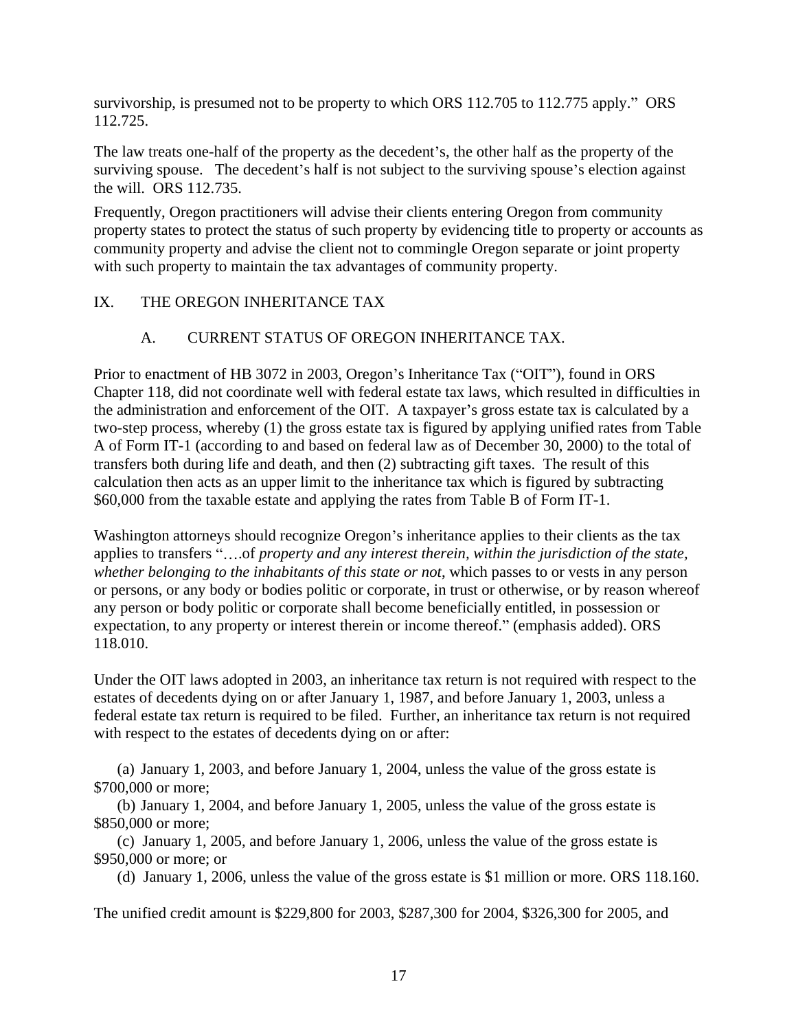survivorship, is presumed not to be property to which ORS 112.705 to 112.775 apply." ORS 112.725.

The law treats one-half of the property as the decedent's, the other half as the property of the surviving spouse. The decedent's half is not subject to the surviving spouse's election against the will. ORS 112.735.

Frequently, Oregon practitioners will advise their clients entering Oregon from community property states to protect the status of such property by evidencing title to property or accounts as community property and advise the client not to commingle Oregon separate or joint property with such property to maintain the tax advantages of community property.

## IX. THE OREGON INHERITANCE TAX

### A. CURRENT STATUS OF OREGON INHERITANCE TAX.

Prior to enactment of HB 3072 in 2003, Oregon's Inheritance Tax ("OIT"), found in ORS Chapter 118, did not coordinate well with federal estate tax laws, which resulted in difficulties in the administration and enforcement of the OIT. A taxpayer's gross estate tax is calculated by a two-step process, whereby (1) the gross estate tax is figured by applying unified rates from Table A of Form IT-1 (according to and based on federal law as of December 30, 2000) to the total of transfers both during life and death, and then (2) subtracting gift taxes. The result of this calculation then acts as an upper limit to the inheritance tax which is figured by subtracting \$60,000 from the taxable estate and applying the rates from Table B of Form IT-1.

Washington attorneys should recognize Oregon's inheritance applies to their clients as the tax applies to transfers "….of *property and any interest therein, within the jurisdiction of the state, whether belonging to the inhabitants of this state or not*, which passes to or vests in any person or persons, or any body or bodies politic or corporate, in trust or otherwise, or by reason whereof any person or body politic or corporate shall become beneficially entitled, in possession or expectation, to any property or interest therein or income thereof." (emphasis added). ORS 118.010.

Under the OIT laws adopted in 2003, an inheritance tax return is not required with respect to the estates of decedents dying on or after January 1, 1987, and before January 1, 2003, unless a federal estate tax return is required to be filed. Further, an inheritance tax return is not required with respect to the estates of decedents dying on or after:

(a) January 1, 2003, and before January 1, 2004, unless the value of the gross estate is \$700,000 or more;

(b) January 1, 2004, and before January 1, 2005, unless the value of the gross estate is \$850,000 or more;

(c) January 1, 2005, and before January 1, 2006, unless the value of the gross estate is \$950,000 or more; or

(d) January 1, 2006, unless the value of the gross estate is \$1 million or more. ORS 118.160.

The unified credit amount is \$229,800 for 2003, \$287,300 for 2004, \$326,300 for 2005, and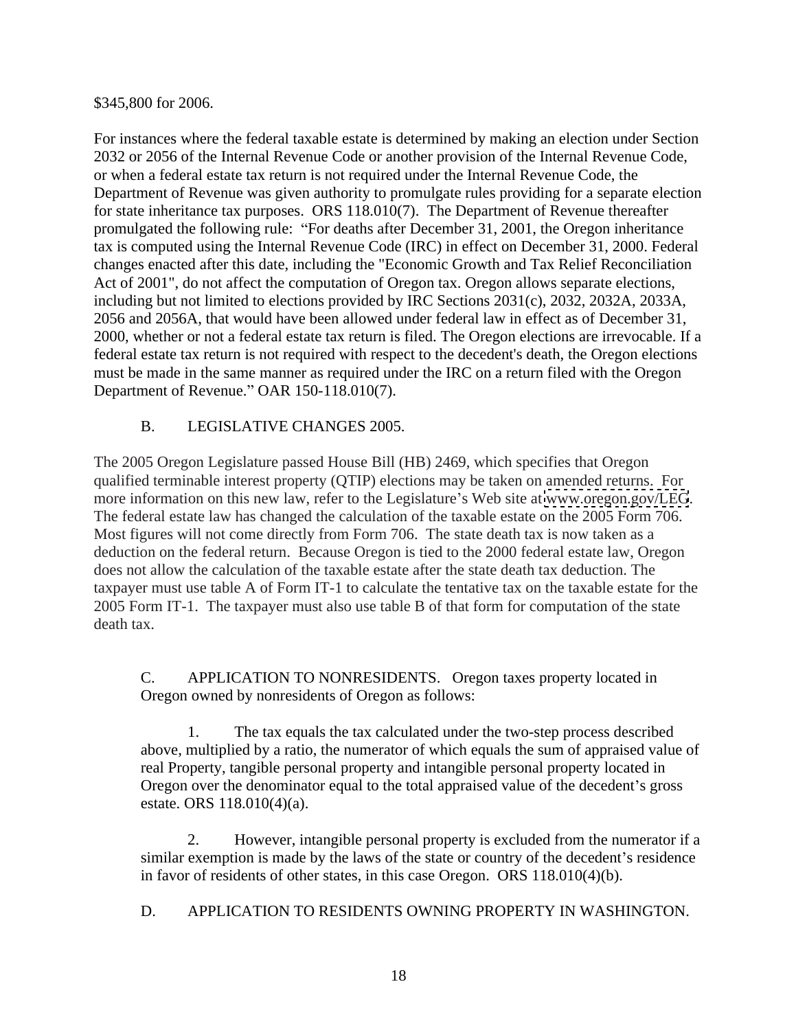$345,800 for 2006.

For instances where the federal taxable estate is determined by making an election under Section 2032 or 2056 of the Internal Revenue Code or another provision of the Internal Revenue Code, or when a federal estate tax return is not required under the Internal Revenue Code, the Department of Revenue was given authority to promulgate rules providing for a separate election for state inheritance tax purposes. ORS 118.010(7). The Department of Revenue thereafter promulgated the following rule: "For deaths after December 31, 2001, the Oregon inheritance tax is computed using the Internal Revenue Code (IRC) in effect on December 31, 2000. Federal changes enacted after this date, including the "Economic Growth and Tax Relief Reconciliation Act of 2001", do not affect the computation of Oregon tax. Oregon allows separate elections, including but not limited to elections provided by IRC Sections 2031(c), 2032, 2032A, 2033A, 2056 and 2056A, that would have been allowed under federal law in effect as of December 31, 2000, whether or not a federal estate tax return is filed. The Oregon elections are irrevocable. If a federal estate tax return is not required with respect to the decedent's death, the Oregon elections must be made in the same manner as required under the IRC on a return filed with the Oregon Department of Revenue." OAR 150-118.010(7).

B. LEGISLATIVE CHANGES 2005.

The 2005 Oregon Legislature passed House Bill (HB) 2469, which specifies that Oregon qualified terminable interest property (QTIP) elections may be taken on amended returns. For more information on this new law, refer to the Legislature's Web site at www.oregon.gov/LEG. The federal estate law has changed the calculation of the taxable estate on the 2005 Form 706. Most figures will not come directly from Form 706. The state death tax is now taken as a deduction on the federal return. Because Oregon is tied to the 2000 federal estate law, Oregon does not allow the calculation of the taxable estate after the state death tax deduction. The taxpayer must use table A of Form IT-1 to calculate the tentative tax on the taxable estate for the 2005 Form IT-1. The taxpayer must also use table B of that form for computation of the state death tax.

C. APPLICATION TO NONRESIDENTS. Oregon taxes property located in Oregon owned by nonresidents of Oregon as follows:

1. The tax equals the tax calculated under the two-step process described above, multiplied by a ratio, the numerator of which equals the sum of appraised value of real Property, tangible personal property and intangible personal property located in Oregon over the denominator equal to the total appraised value of the decedent's gross estate. ORS 118.010(4)(a).

2. However, intangible personal property is excluded from the numerator if a similar exemption is made by the laws of the state or country of the decedent's residence in favor of residents of other states, in this case Oregon. ORS 118.010(4)(b).

D. APPLICATION TO RESIDENTS OWNING PROPERTY IN WASHINGTON.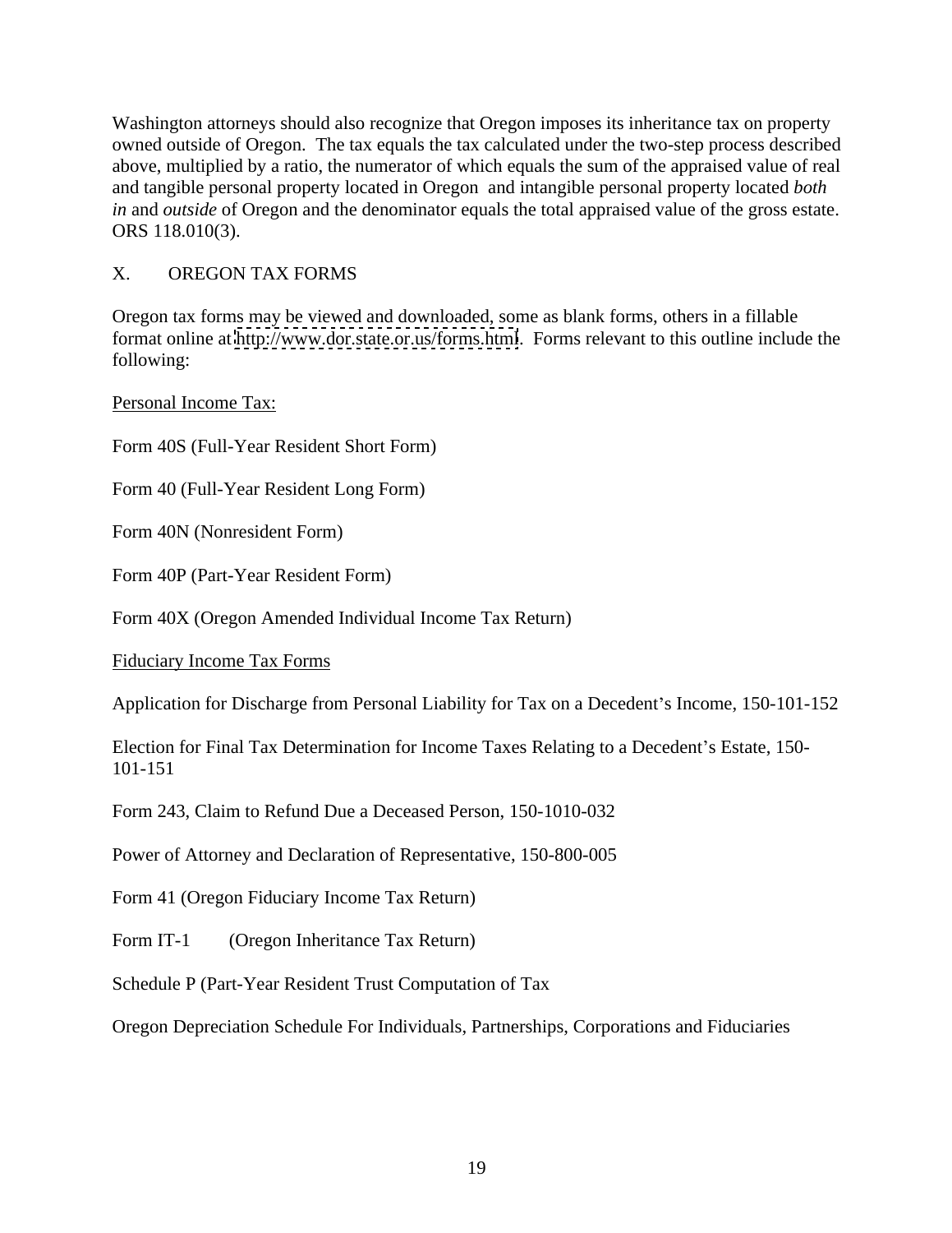Washington attorneys should also recognize that Oregon imposes its inheritance tax on property owned outside of Oregon. The tax equals the tax calculated under the two-step process described above, multiplied by a ratio, the numerator of which equals the sum of the appraised value of real and tangible personal property located in Oregon and intangible personal property located *both in* and *outside* of Oregon and the denominator equals the total appraised value of the gross estate. ORS 118.010(3).

## X. OREGON TAX FORMS

Oregon tax forms may be viewed and downloaded, some as blank forms, others in a fillable format online at http://www.dor.state.or.us/forms.html. Forms relevant to this outline include the following:

<u>Personal Income Tax:</u>

Form 40S (Full-Year Resident Short Form)

Form 40 (Full-Year Resident Long Form)

Form 40N (Nonresident Form)

Form 40P (Part-Year Resident Form)

Form 40X (Oregon Amended Individual Income Tax Return)

<u>Fiduciary Income Tax Forms</u>

Application for Discharge from Personal Liability for Tax on a Decedent's Income, 150-101-152

Election for Final Tax Determination for Income Taxes Relating to a Decedent's Estate, 150-101-151

Form 243, Claim to Refund Due a Deceased Person, 150-1010-032

Power of Attorney and Declaration of Representative, 150-800-005

Form 41 (Oregon Fiduciary Income Tax Return)

Form IT-1 (Oregon Inheritance Tax Return)

Schedule P (Part-Year Resident Trust Computation of Tax

Oregon Depreciation Schedule For Individuals, Partnerships, Corporations and Fiduciaries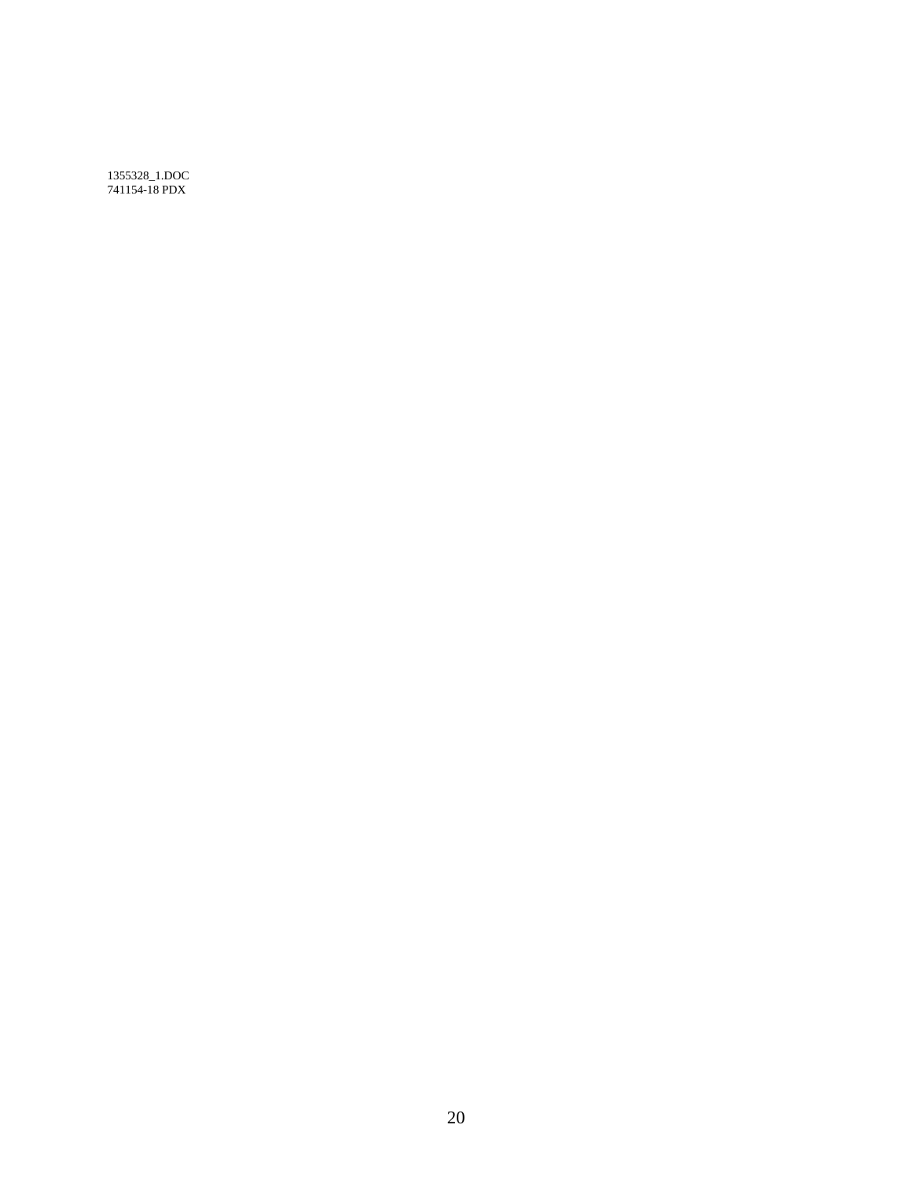1355328_1.DOC
741154-18 PDX